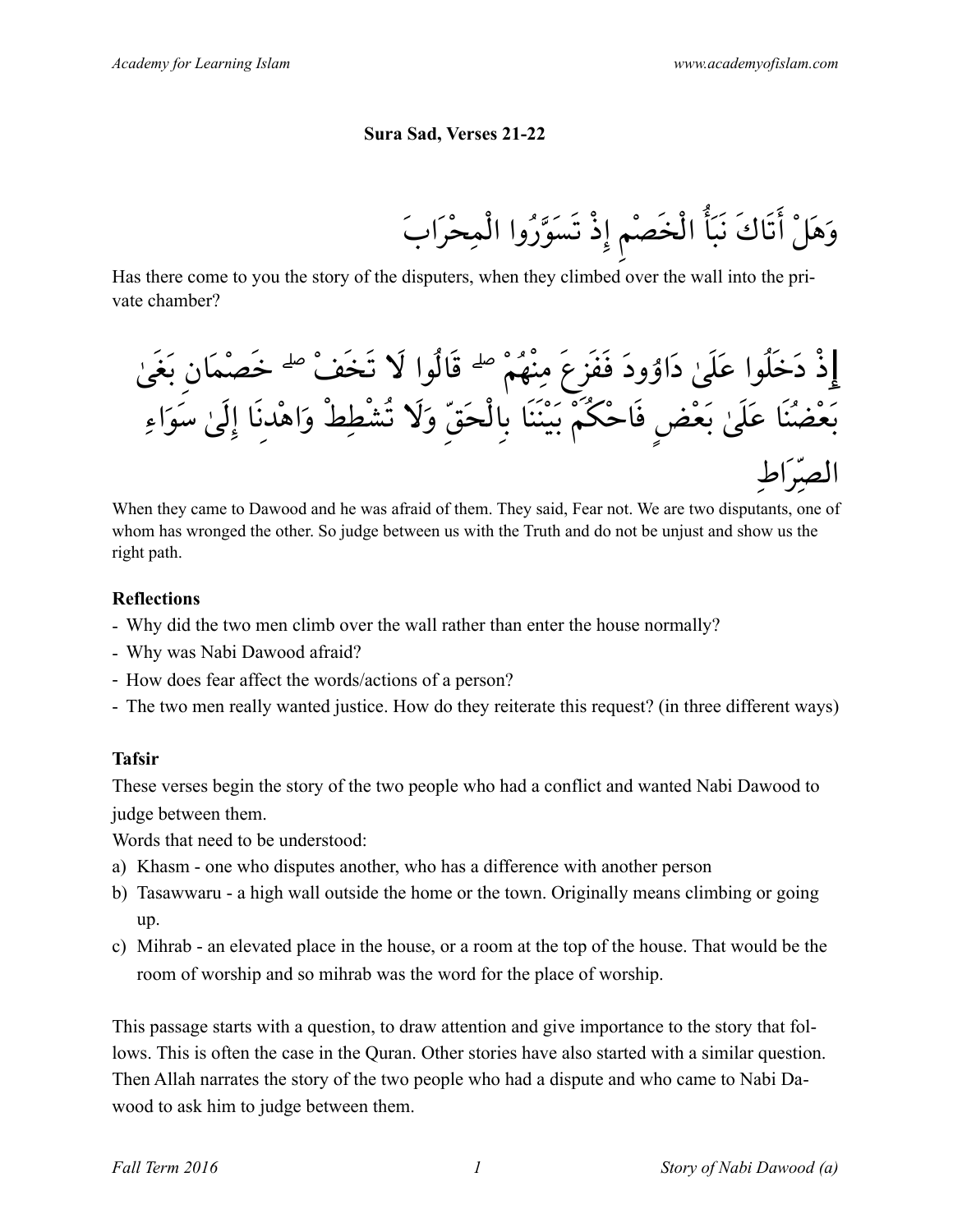**Sura Sad, Verses 21-22**

وَهَلْ أَتَاكَ نَبَأُ الْخَصْمِ إِذْ تَسَوَّرُوا الْمِحْرَابَ

Has there come to you the story of the disputers, when they climbed over the wall into the private chamber?

إِذْ دَخَلُوا عَلَىٰ دَاوُودَ فَفَزِعَ مِنْهُمْ ۖ قَالُوا لَا تَخَفْ ۖ خَصْمَانِ بَغَىٰ بَعْضُنَا عَلَىٰ بَعْضٍ فَاحْكُمْ بَيْنَنَا بِالْحَقِّ وَلَا تُشْطِطْ وَاهْدِنَا إِلَىٰ سَوَاءِ الصِّرَاطِ

When they came to Dawood and he was afraid of them. They said, Fear not. We are two disputants, one of whom has wronged the other. So judge between us with the Truth and do not be unjust and show us the right path.

**Reflections**

- Why did the two men climb over the wall rather than enter the house normally?
- Why was Nabi Dawood afraid?
- How does fear affect the words/actions of a person?
- The two men really wanted justice. How do they reiterate this request? (in three different ways)

**Tafsir**

These verses begin the story of the two people who had a conflict and wanted Nabi Dawood to judge between them.

Words that need to be understood:

a) Khasm - one who disputes another, who has a difference with another person
b) Tasawwaru - a high wall outside the home or the town. Originally means climbing or going up.
c) Mihrab - an elevated place in the house, or a room at the top of the house. That would be the room of worship and so mihrab was the word for the place of worship.

This passage starts with a question, to draw attention and give importance to the story that follows. This is often the case in the Quran. Other stories have also started with a similar question. Then Allah narrates the story of the two people who had a dispute and who came to Nabi Dawood to ask him to judge between them.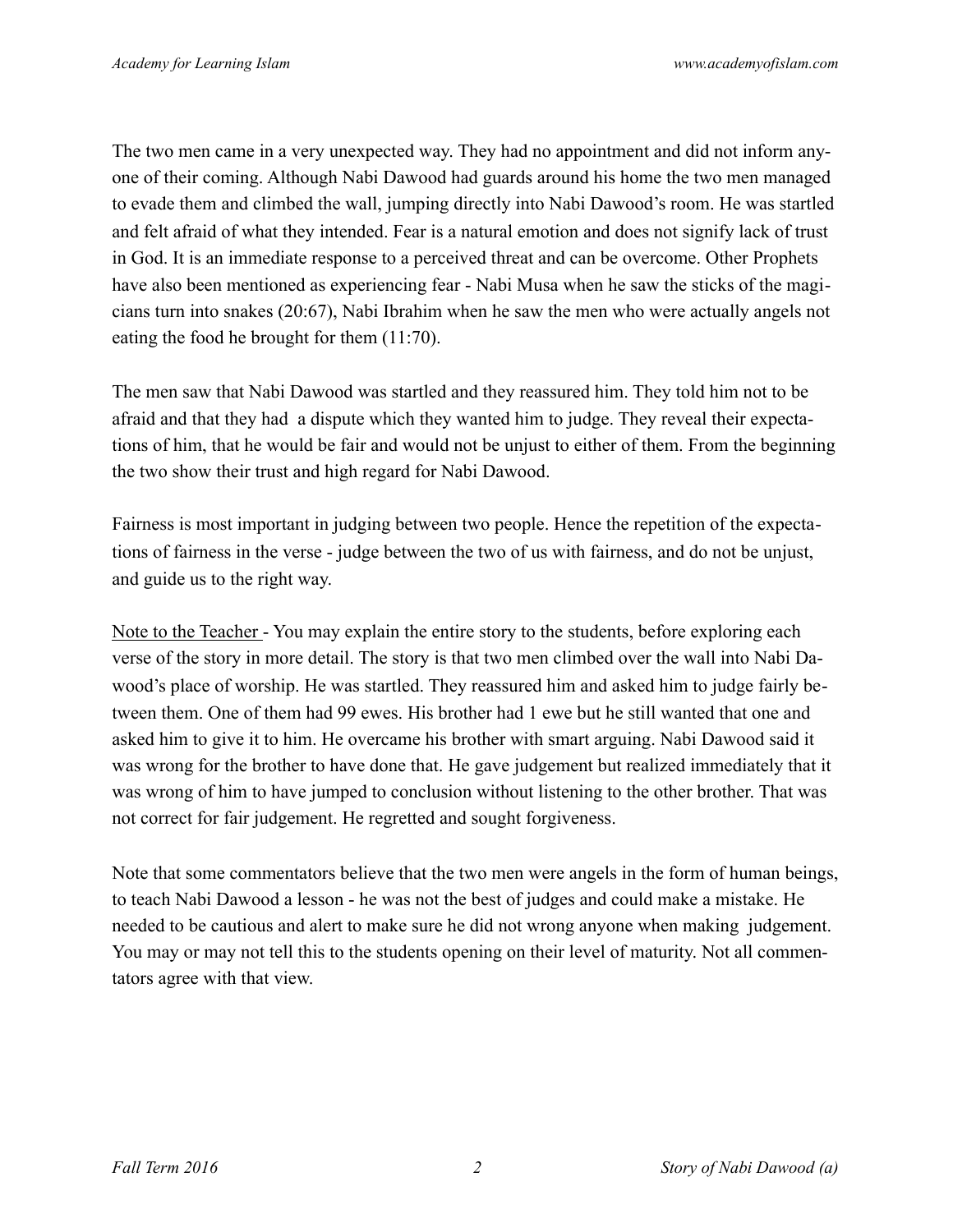The two men came in a very unexpected way. They had no appointment and did not inform anyone of their coming. Although Nabi Dawood had guards around his home the two men managed to evade them and climbed the wall, jumping directly into Nabi Dawood's room. He was startled and felt afraid of what they intended. Fear is a natural emotion and does not signify lack of trust in God. It is an immediate response to a perceived threat and can be overcome. Other Prophets have also been mentioned as experiencing fear - Nabi Musa when he saw the sticks of the magicians turn into snakes (20:67), Nabi Ibrahim when he saw the men who were actually angels not eating the food he brought for them (11:70).

The men saw that Nabi Dawood was startled and they reassured him. They told him not to be afraid and that they had a dispute which they wanted him to judge. They reveal their expectations of him, that he would be fair and would not be unjust to either of them. From the beginning the two show their trust and high regard for Nabi Dawood.

Fairness is most important in judging between two people. Hence the repetition of the expectations of fairness in the verse - judge between the two of us with fairness, and do not be unjust, and guide us to the right way.

<u>Note to the Teacher</u> - You may explain the entire story to the students, before exploring each verse of the story in more detail. The story is that two men climbed over the wall into Nabi Dawood's place of worship. He was startled. They reassured him and asked him to judge fairly between them. One of them had 99 ewes. His brother had 1 ewe but he still wanted that one and asked him to give it to him. He overcame his brother with smart arguing. Nabi Dawood said it was wrong for the brother to have done that. He gave judgement but realized immediately that it was wrong of him to have jumped to conclusion without listening to the other brother. That was not correct for fair judgement. He regretted and sought forgiveness.

Note that some commentators believe that the two men were angels in the form of human beings, to teach Nabi Dawood a lesson - he was not the best of judges and could make a mistake. He needed to be cautious and alert to make sure he did not wrong anyone when making judgement. You may or may not tell this to the students opening on their level of maturity. Not all commentators agree with that view.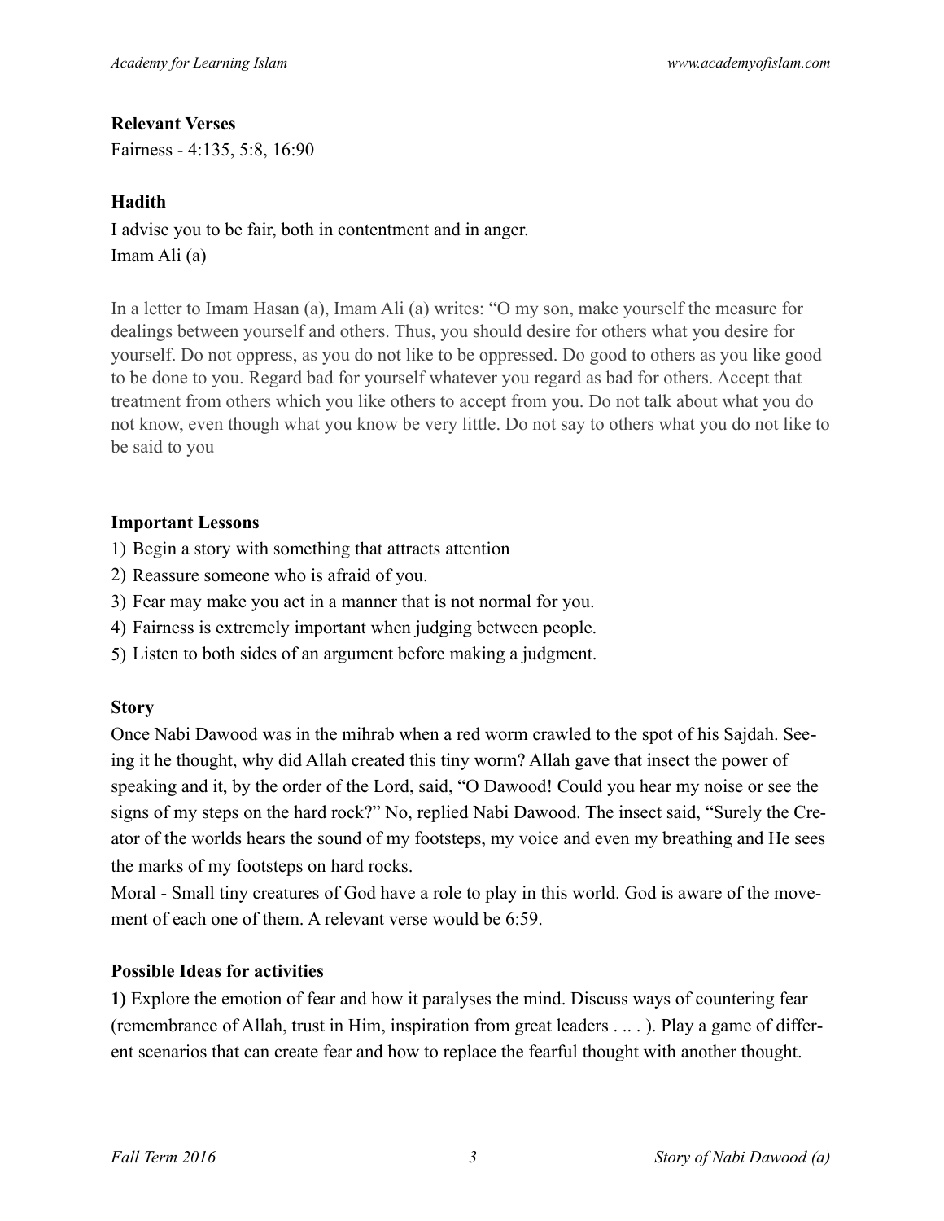**Relevant Verses**

Fairness - 4:135, 5:8, 16:90

**Hadith**

I advise you to be fair, both in contentment and in anger.
Imam Ali (a)

In a letter to Imam Hasan (a), Imam Ali (a) writes: "O my son, make yourself the measure for dealings between yourself and others. Thus, you should desire for others what you desire for yourself. Do not oppress, as you do not like to be oppressed. Do good to others as you like good to be done to you. Regard bad for yourself whatever you regard as bad for others. Accept that treatment from others which you like others to accept from you. Do not talk about what you do not know, even though what you know be very little. Do not say to others what you do not like to be said to you

**Important Lessons**

1) Begin a story with something that attracts attention
2) Reassure someone who is afraid of you.
3) Fear may make you act in a manner that is not normal for you.
4) Fairness is extremely important when judging between people.
5) Listen to both sides of an argument before making a judgment.

**Story**

Once Nabi Dawood was in the mihrab when a red worm crawled to the spot of his Sajdah. Seeing it he thought, why did Allah created this tiny worm? Allah gave that insect the power of speaking and it, by the order of the Lord, said, "O Dawood! Could you hear my noise or see the signs of my steps on the hard rock?" No, replied Nabi Dawood. The insect said, "Surely the Creator of the worlds hears the sound of my footsteps, my voice and even my breathing and He sees the marks of my footsteps on hard rocks.

Moral - Small tiny creatures of God have a role to play in this world. God is aware of the movement of each one of them. A relevant verse would be 6:59.

**Possible Ideas for activities**

**1)** Explore the emotion of fear and how it paralyses the mind. Discuss ways of countering fear (remembrance of Allah, trust in Him, inspiration from great leaders . .. . ). Play a game of different scenarios that can create fear and how to replace the fearful thought with another thought.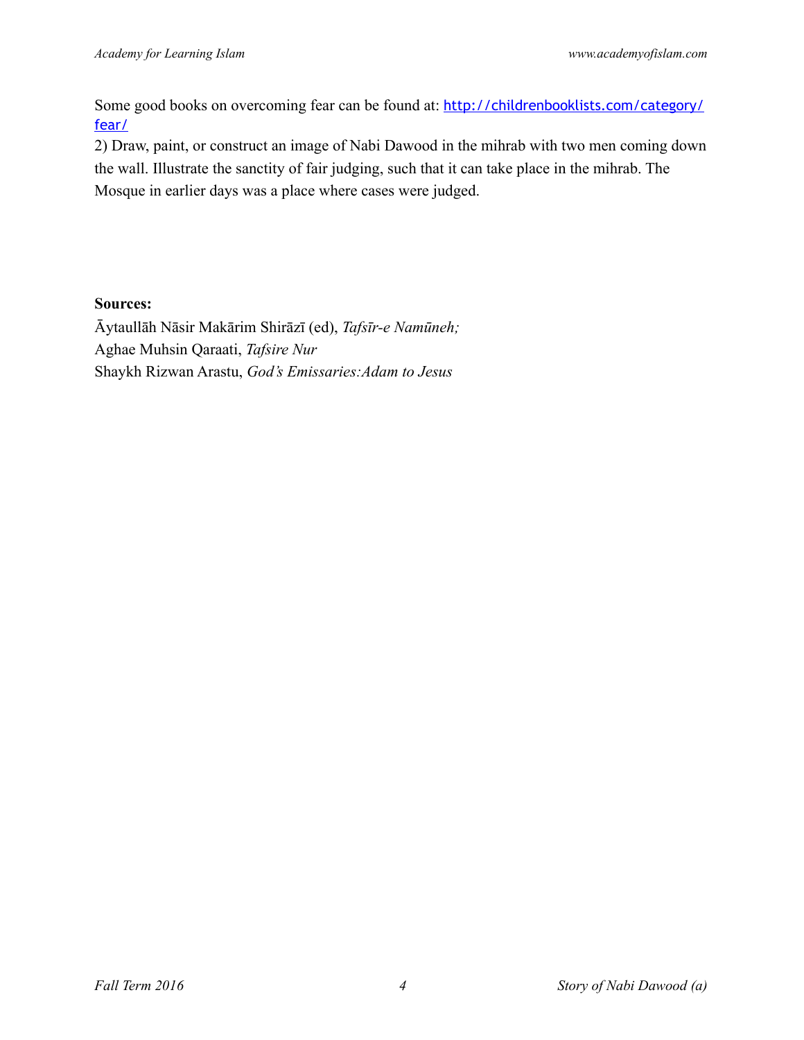Some good books on overcoming fear can be found at: [http://childrenbooklists.com/category/fear/](http://childrenbooklists.com/category/fear/)

2) Draw, paint, or construct an image of Nabi Dawood in the mihrab with two men coming down the wall. Illustrate the sanctity of fair judging, such that it can take place in the mihrab. The Mosque in earlier days was a place where cases were judged.

**Sources:**

Āytaullāh Nāsir Makārim Shirāzī (ed), *Tafsīr-e Namūneh;*
Aghae Muhsin Qaraati, *Tafsire Nur*
Shaykh Rizwan Arastu, *God's Emissaries:Adam to Jesus*